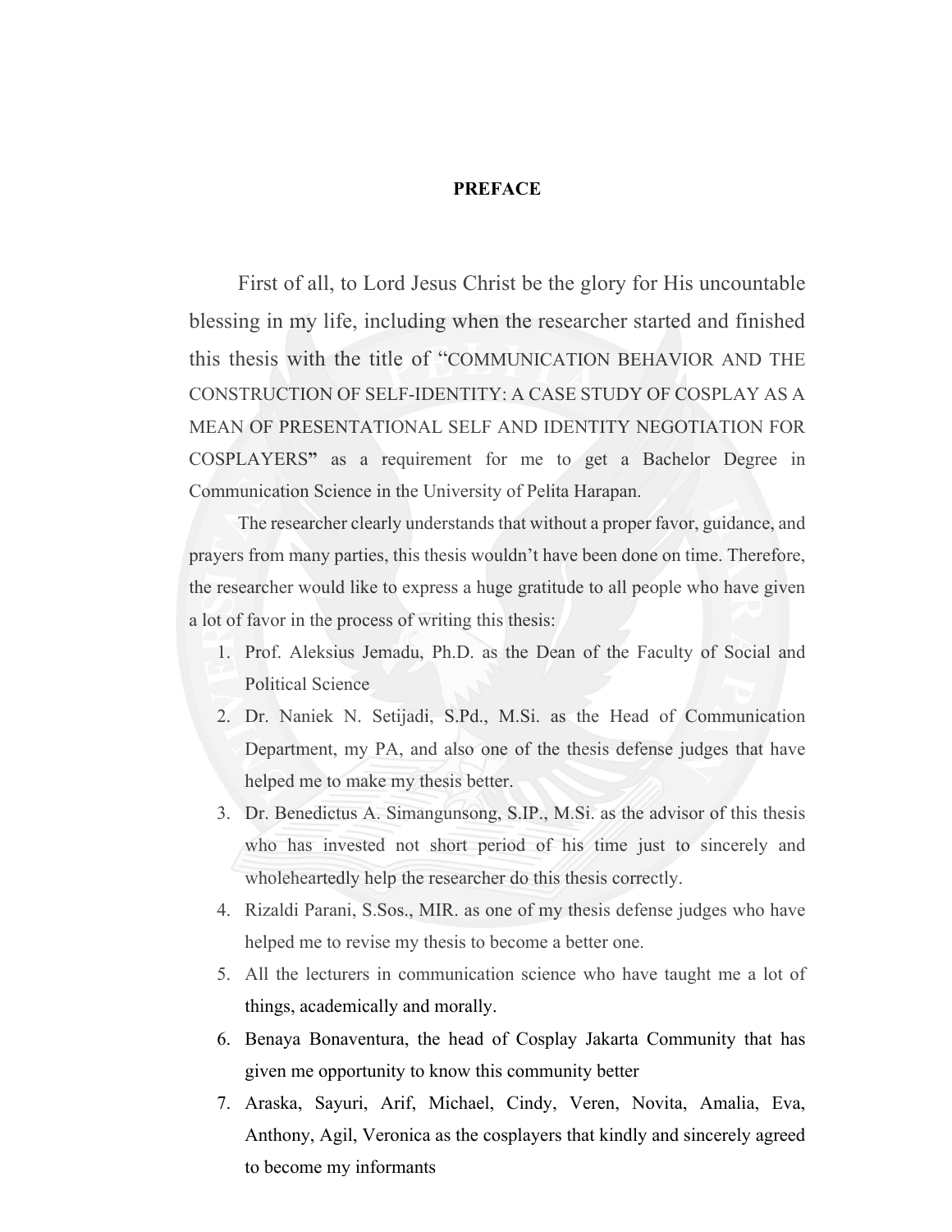# PREFACE

First of all, to Lord Jesus Christ be the glory for His uncountable blessing in my life, including when the researcher started and finished this thesis with the title of "COMMUNICATION BEHAVIOR AND THE CONSTRUCTION OF SELF-IDENTITY: A CASE STUDY OF COSPLAY AS A MEAN OF PRESENTATIONAL SELF AND IDENTITY NEGOTIATION FOR COSPLAYERS" as a requirement for me to get a Bachelor Degree in Communication Science in the University of Pelita Harapan.

The researcher clearly understands that without a proper favor, guidance, and prayers from many parties, this thesis wouldn't have been done on time. Therefore, the researcher would like to express a huge gratitude to all people who have given a lot of favor in the process of writing this thesis:

1. Prof. Aleksius Jemadu, Ph.D. as the Dean of the Faculty of Social and Political Science
2. Dr. Naniek N. Setijadi, S.Pd., M.Si. as the Head of Communication Department, my PA, and also one of the thesis defense judges that have helped me to make my thesis better.
3. Dr. Benedictus A. Simangunsong, S.IP., M.Si. as the advisor of this thesis who has invested not short period of his time just to sincerely and wholeheartedly help the researcher do this thesis correctly.
4. Rizaldi Parani, S.Sos., MIR. as one of my thesis defense judges who have helped me to revise my thesis to become a better one.
5. All the lecturers in communication science who have taught me a lot of things, academically and morally.
6. Benaya Bonaventura, the head of Cosplay Jakarta Community that has given me opportunity to know this community better
7. Araska, Sayuri, Arif, Michael, Cindy, Veren, Novita, Amalia, Eva, Anthony, Agil, Veronica as the cosplayers that kindly and sincerely agreed to become my informants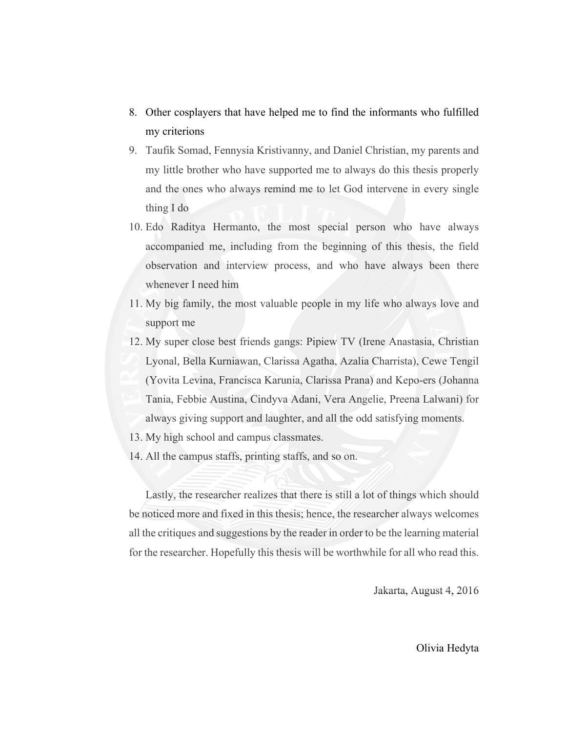8. Other cosplayers that have helped me to find the informants who fulfilled my criterions
9. Taufik Somad, Fennysia Kristivanny, and Daniel Christian, my parents and my little brother who have supported me to always do this thesis properly and the ones who always remind me to let God intervene in every single thing I do
10. Edo Raditya Hermanto, the most special person who have always accompanied me, including from the beginning of this thesis, the field observation and interview process, and who have always been there whenever I need him
11. My big family, the most valuable people in my life who always love and support me
12. My super close best friends gangs: Pipiew TV (Irene Anastasia, Christian Lyonal, Bella Kurniawan, Clarissa Agatha, Azalia Charrista), Cewe Tengil (Yovita Levina, Francisca Karunia, Clarissa Prana) and Kepo-ers (Johanna Tania, Febbie Austina, Cindyva Adani, Vera Angelie, Preena Lalwani) for always giving support and laughter, and all the odd satisfying moments.
13. My high school and campus classmates.
14. All the campus staffs, printing staffs, and so on.

Lastly, the researcher realizes that there is still a lot of things which should be noticed more and fixed in this thesis; hence, the researcher always welcomes all the critiques and suggestions by the reader in order to be the learning material for the researcher. Hopefully this thesis will be worthwhile for all who read this.

Jakarta, August 4, 2016

Olivia Hedyta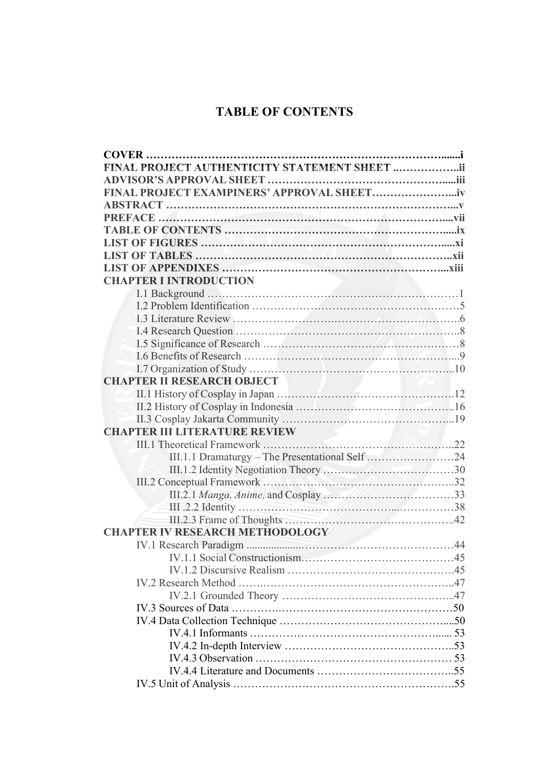# TABLE OF CONTENTS

**COVER** ……………………………………………………………………….......i
**FINAL PROJECT AUTHENTICITY STATEMENT SHEET** ..……………..ii
**ADVISOR'S APPROVAL SHEET** ……………………………………….....iii
**FINAL PROJECT EXAMPINERS' APPROVAL SHEET**…………………...iv
**ABSTRACT** ……………………………………………………………………...v
**PREFACE** ……………………………………………………………………....vii
**TABLE OF CONTENTS** ……………………………………………………....ix
**LIST OF FIGURES** ………………………………………………………….....xi
**LIST OF TABLES** ……………………………………………………………..xii
**LIST OF APPENDIXES** ……………………………………………………...xiii
**CHAPTER I INTRODUCTION**
- I.1 Background ……………………………………………………………1
- I.2 Problem Identification ………………………………………………….5
- I.3 Literature Review ………………………..……………………………..6
- I.4 Research Question ……………………………………………………..8
- I.5 Significance of Research ………………………………………………8
- I.6 Benefits of Research …………………………………………………...9
- I.7 Organization of Study ………………………………………………....10

**CHAPTER II RESEARCH OBJECT**
- II.1 History of Cosplay in Japan ………………………………………….12
- II.2 History of Cosplay in Indonesia ……………………………………..16
- II.3 Cosplay Jakarta Community ………………………………………...19

**CHAPTER III LITERATURE REVIEW**
- III.1 Theoretical Framework ……………………………………………..22
  - III.1.1 Dramaturgy – The Presentational Self ……………………24
  - III.1.2 Identity Negotiation Theory ………………………………30
- III.2 Conceptual Framework ……………………………………………..32
  - III.2.1 *Manga, Anime,* and Cosplay ………………………………33
  - III .2.2 Identity …………………………………...……………38
  - III.2.3 Frame of Thoughts ……………………………………..42

**CHAPTER IV RESEARCH METHODOLOGY**
- IV.1 Research Paradigm ...................…………………………………44
  - IV.1.1 Social Constructionism……………………………………45
  - IV.1.2 Discursive Realism ………………………………………45
- IV.2 Research Method …….……………………………………………..47
  - IV.2.1 Grounded Theory ………………………………………...47
- IV.3 Sources of Data ………….………………………………………….50
- IV.4 Data Collection Technique ………………………………………....50
  - IV.4.1 Informants ……………………………………………..... 53
  - IV.4.2 In-depth Interview ………………………………………..53
  - IV.4.3 Observation ……………………………………………… 53
  - IV.4.4 Literature and Documents ………………………………..55
- IV.5 Unit of Analysis …………………………………………………….55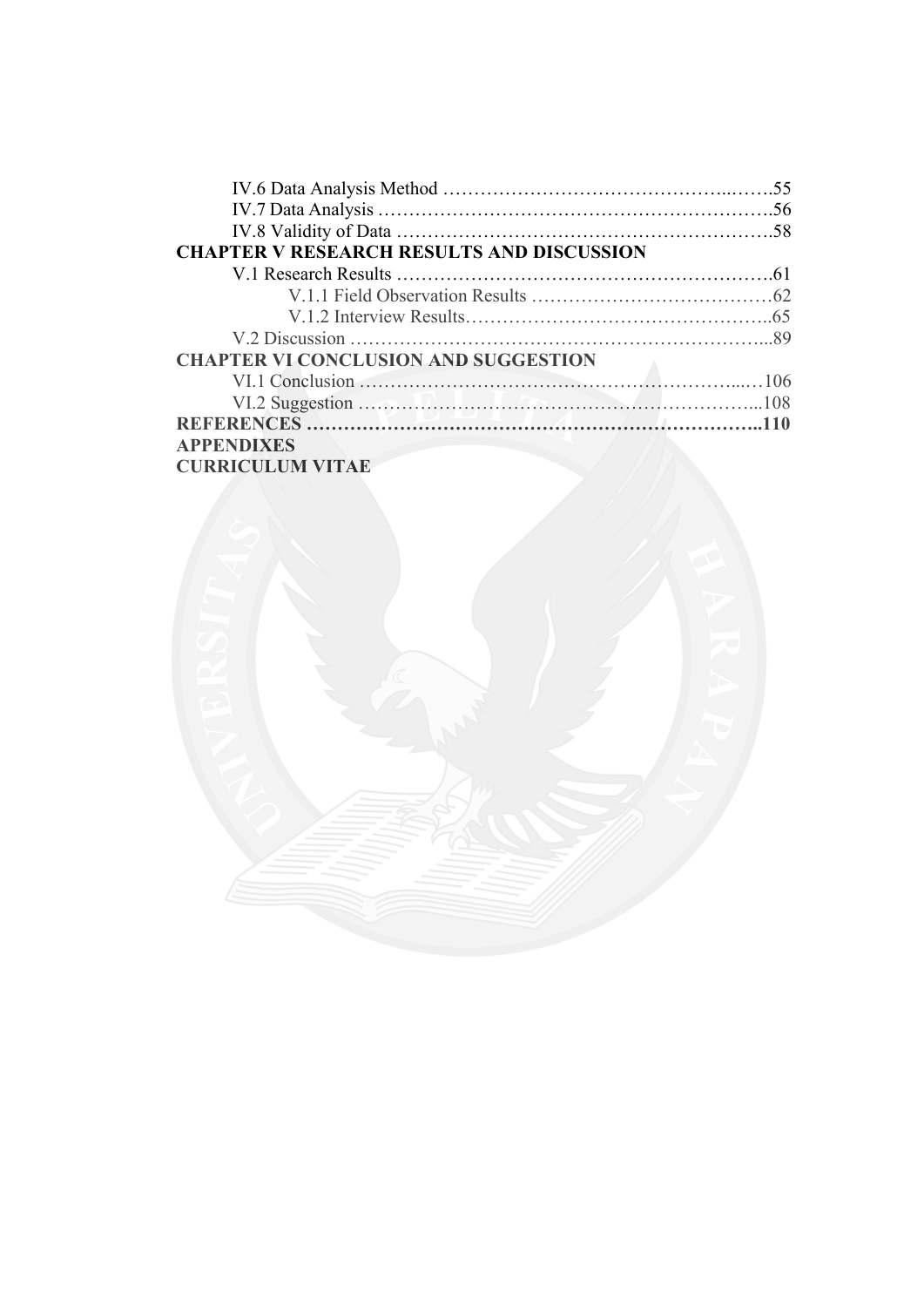IV.6 Data Analysis Method ……………………………………..…….55
IV.7 Data Analysis ……………………………………………………….56
IV.8 Validity of Data …………………………………………………….58

**CHAPTER V RESEARCH RESULTS AND DISCUSSION**

V.1 Research Results …………………………………………………….61
V.1.1 Field Observation Results …………………………………62
V.1.2 Interview Results…………………………………………..65
V.2 Discussion …………………………………………………………...89

**CHAPTER VI CONCLUSION AND SUGGESTION**

VI.1 Conclusion ………………………………………………………...…106
VI.2 Suggestion …………………………………………………………...108

**REFERENCES ………………………………………………………………..110**

**APPENDIXES**

**CURRICULUM VITAE**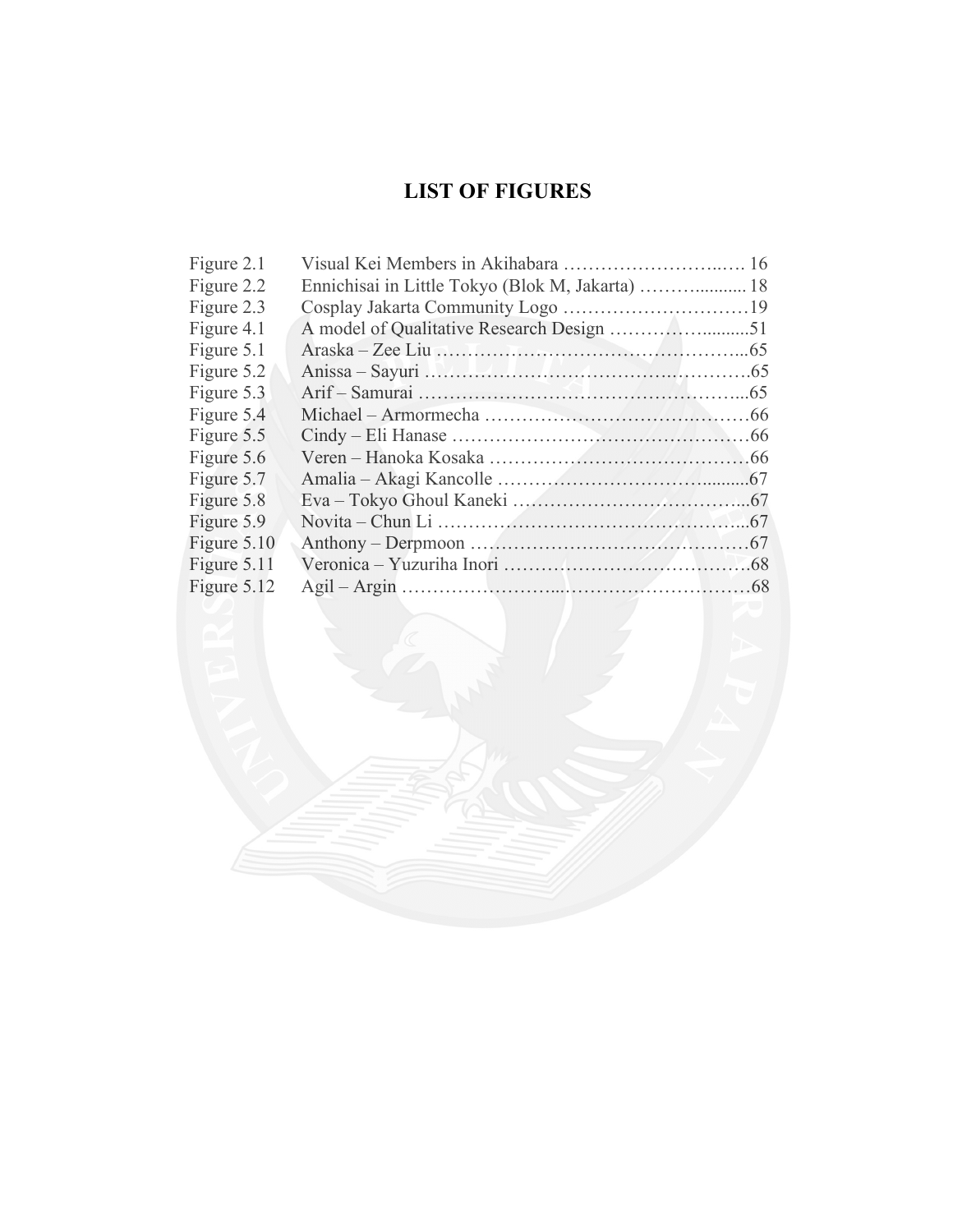# LIST OF FIGURES

| | | |
|---|---|---|
| Figure 2.1 | Visual Kei Members in Akihabara | 16 |
| Figure 2.2 | Ennichisai in Little Tokyo (Blok M, Jakarta) | 18 |
| Figure 2.3 | Cosplay Jakarta Community Logo | 19 |
| Figure 4.1 | A model of Qualitative Research Design | 51 |
| Figure 5.1 | Araska – Zee Liu | 65 |
| Figure 5.2 | Anissa – Sayuri | 65 |
| Figure 5.3 | Arif – Samurai | 65 |
| Figure 5.4 | Michael – Armormecha | 66 |
| Figure 5.5 | Cindy – Eli Hanase | 66 |
| Figure 5.6 | Veren – Hanoka Kosaka | 66 |
| Figure 5.7 | Amalia – Akagi Kancolle | 67 |
| Figure 5.8 | Eva – Tokyo Ghoul Kaneki | 67 |
| Figure 5.9 | Novita – Chun Li | 67 |
| Figure 5.10 | Anthony – Derpmoon | 67 |
| Figure 5.11 | Veronica – Yuzuriha Inori | 68 |
| Figure 5.12 | Agil – Argin | 68 |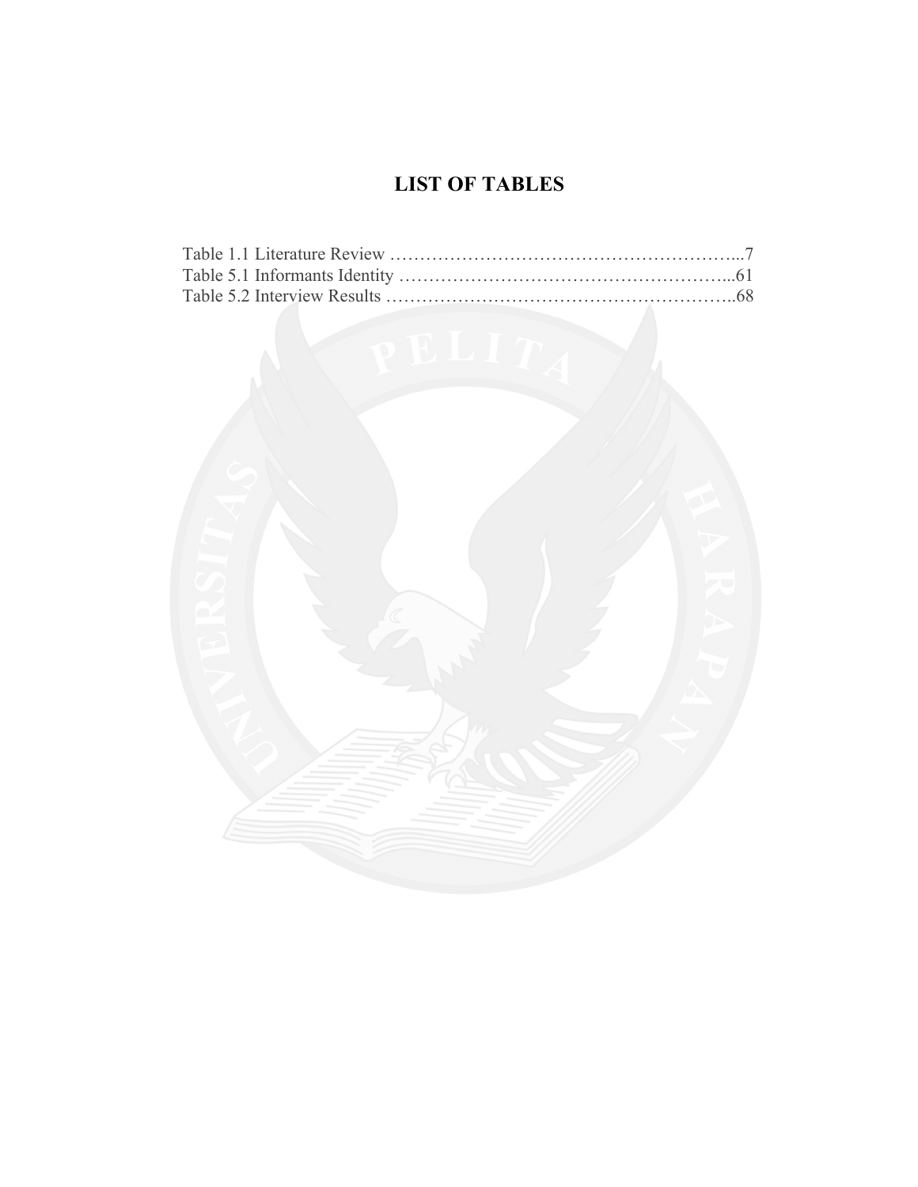# LIST OF TABLES

Table 1.1 Literature Review …………………………………………………...7
Table 5.1 Informants Identity ……………………………………………….....61
Table 5.2 Interview Results ……………………………………………………..68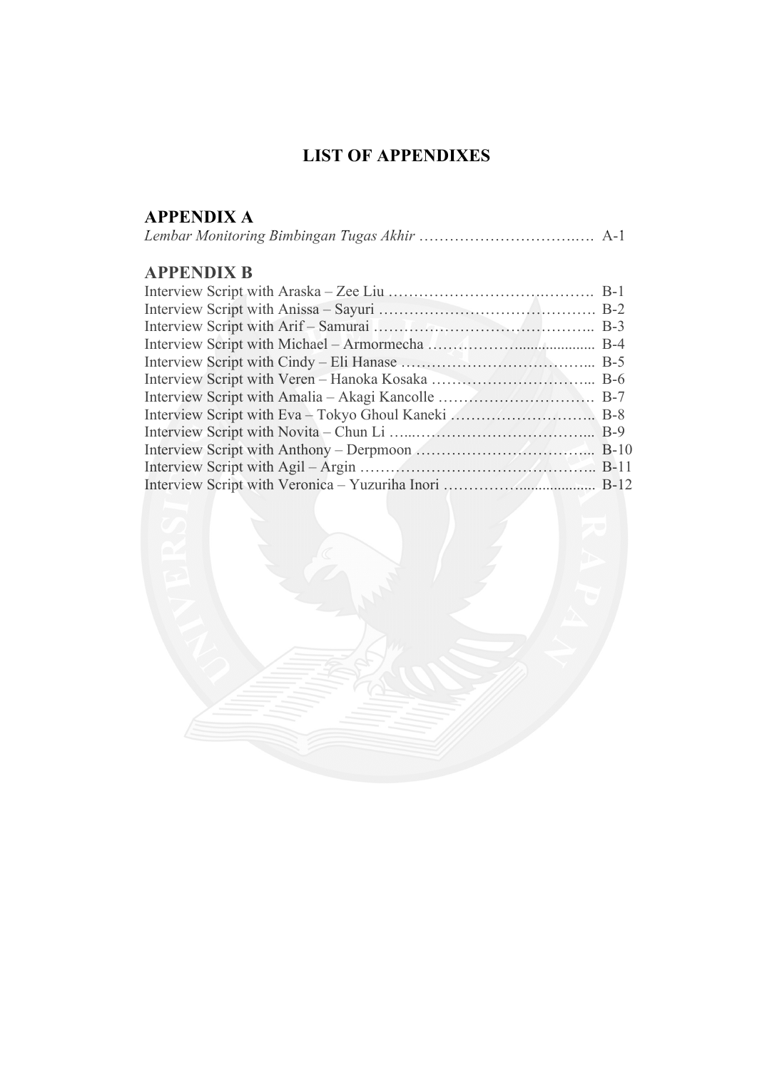# LIST OF APPENDIXES

## APPENDIX A

*Lembar Monitoring Bimbingan Tugas Akhir* ……………………………… A-1

## APPENDIX B

Interview Script with Araska – Zee Liu ………………………………… B-1
Interview Script with Anissa – Sayuri …………………………………… B-2
Interview Script with Arif – Samurai …………………………………… B-3
Interview Script with Michael – Armormecha ……………………… B-4
Interview Script with Cindy – Eli Hanase ……………………………… B-5
Interview Script with Veren – Hanoka Kosaka ………………………… B-6
Interview Script with Amalia – Akagi Kancolle ………………………… B-7
Interview Script with Eva – Tokyo Ghoul Kaneki ……………………… B-8
Interview Script with Novita – Chun Li ………………………………… B-9
Interview Script with Anthony – Derpmoon …………………………… B-10
Interview Script with Agil – Argin ……………………………………… B-11
Interview Script with Veronica – Yuzuriha Inori ……………………… B-12